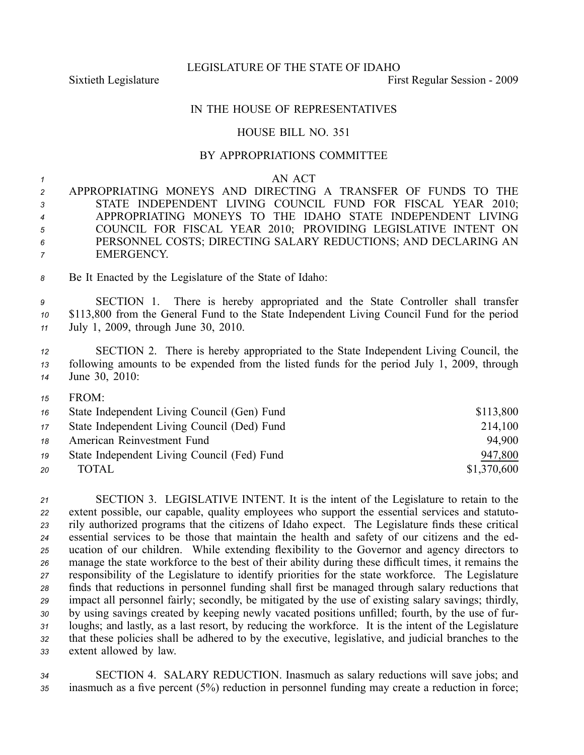LEGISLATURE OF THE STATE OF IDAHO

Sixtieth Legislature First Regular Session - 2009

IN THE HOUSE OF REPRESENTATIVES

HOUSE BILL NO. 351

BY APPROPRIATIONS COMMITTEE

AN ACT

APPROPRIATING MONEYS AND DIRECTING A TRANSFER OF FUNDS TO THE STATE INDEPENDENT LIVING COUNCIL FUND FOR FISCAL YEAR 2010; APPROPRIATING MONEYS TO THE IDAHO STATE INDEPENDENT LIVING COUNCIL FOR FISCAL YEAR 2010; PROVIDING LEGISLATIVE INTENT ON PERSONNEL COSTS; DIRECTING SALARY REDUCTIONS; AND DECLARING AN EMERGENCY.

Be It Enacted by the Legislature of the State of Idaho:

SECTION 1. There is hereby appropriated and the State Controller shall transfer $113,800 from the General Fund to the State Independent Living Council Fund for the period July 1, 2009, through June 30, 2010.

SECTION 2. There is hereby appropriated to the State Independent Living Council, the following amounts to be expended from the listed funds for the period July 1, 2009, through June 30, 2010:

| FROM: | |
|---|---|
| State Independent Living Council (Gen) Fund | $113,800 |
| State Independent Living Council (Ded) Fund | 214,100 |
| American Reinvestment Fund | 94,900 |
| State Independent Living Council (Fed) Fund | 947,800 |
| TOTAL | $1,370,600 |

SECTION 3. LEGISLATIVE INTENT. It is the intent of the Legislature to retain to the extent possible, our capable, quality employees who support the essential services and statutorily authorized programs that the citizens of Idaho expect. The Legislature finds these critical essential services to be those that maintain the health and safety of our citizens and the education of our children. While extending flexibility to the Governor and agency directors to manage the state workforce to the best of their ability during these difficult times, it remains the responsibility of the Legislature to identify priorities for the state workforce. The Legislature finds that reductions in personnel funding shall first be managed through salary reductions that impact all personnel fairly; secondly, be mitigated by the use of existing salary savings; thirdly, by using savings created by keeping newly vacated positions unfilled; fourth, by the use of furloughs; and lastly, as a last resort, by reducing the workforce. It is the intent of the Legislature that these policies shall be adhered to by the executive, legislative, and judicial branches to the extent allowed by law.

SECTION 4. SALARY REDUCTION. Inasmuch as salary reductions will save jobs; and inasmuch as a five percent (5%) reduction in personnel funding may create a reduction in force;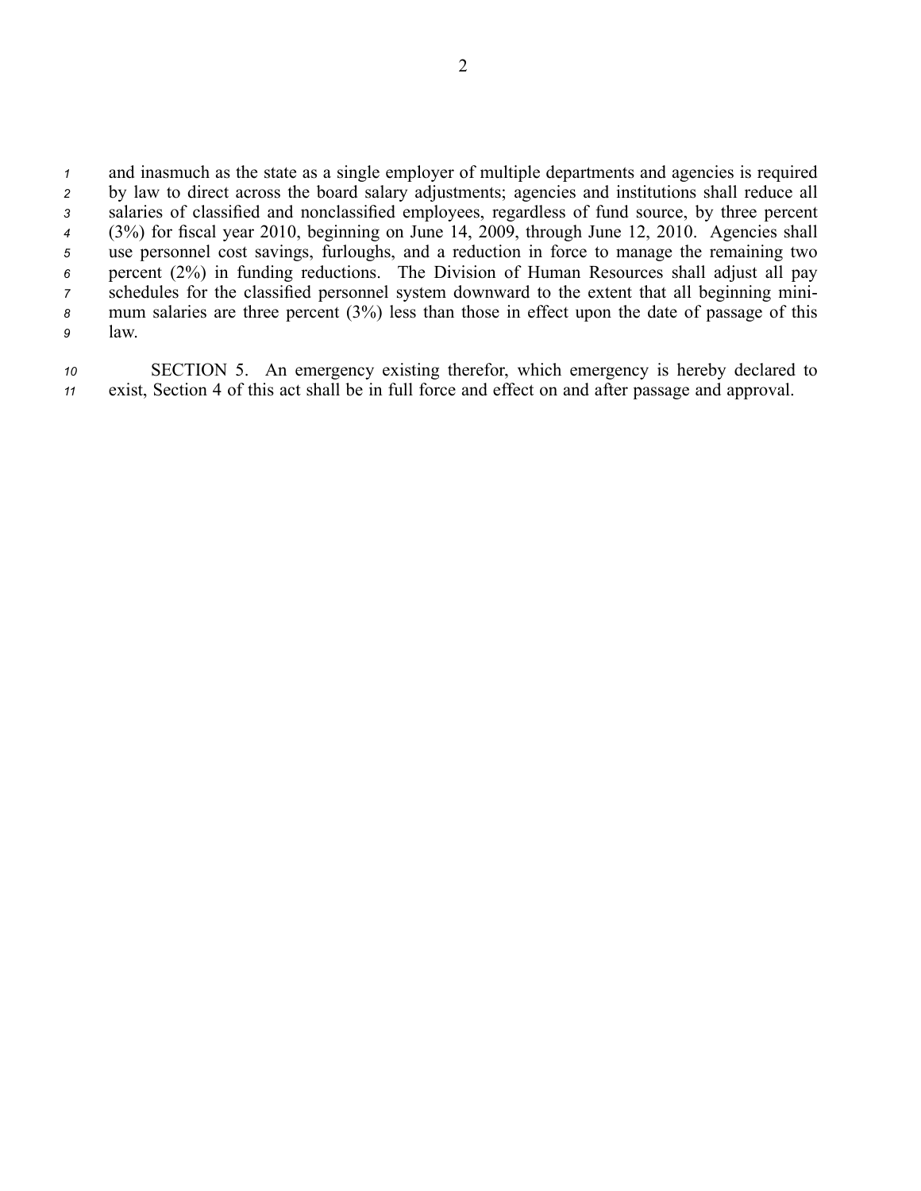and inasmuch as the state as a single employer of multiple departments and agencies is required by law to direct across the board salary adjustments; agencies and institutions shall reduce all salaries of classified and nonclassified employees, regardless of fund source, by three percent (3%) for fiscal year 2010, beginning on June 14, 2009, through June 12, 2010. Agencies shall use personnel cost savings, furloughs, and a reduction in force to manage the remaining two percent (2%) in funding reductions. The Division of Human Resources shall adjust all pay schedules for the classified personnel system downward to the extent that all beginning minimum salaries are three percent (3%) less than those in effect upon the date of passage of this law.

SECTION 5. An emergency existing therefor, which emergency is hereby declared to exist, Section 4 of this act shall be in full force and effect on and after passage and approval.